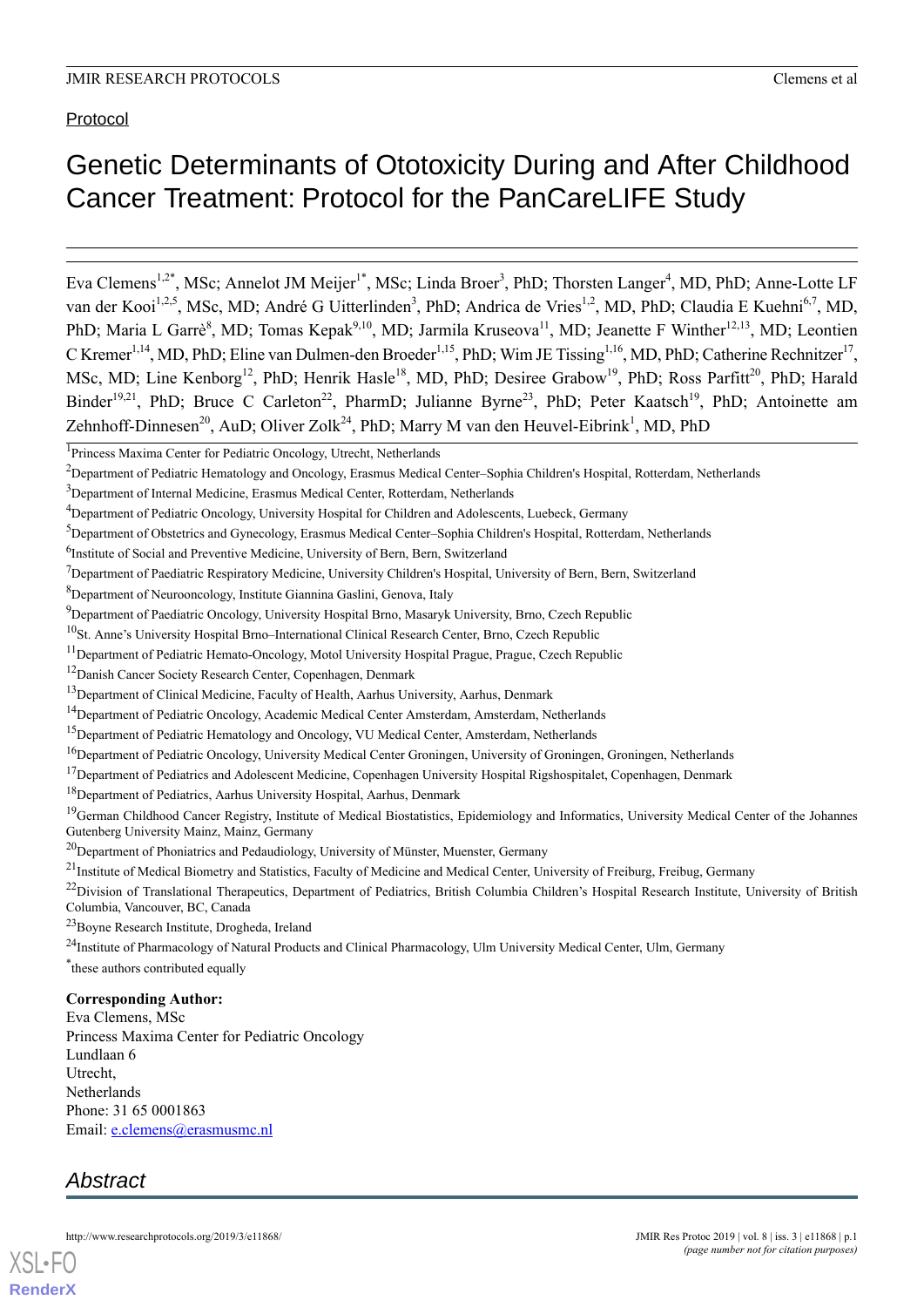Protocol

# Genetic Determinants of Ototoxicity During and After Childhood Cancer Treatment: Protocol for the PanCareLIFE Study

Eva Clemens[1,2*], MSc; Annelot JM Meijer[1*], MSc; Linda Broer[3], PhD; Thorsten Langer[4], MD, PhD; Anne-Lotte LF van der Kooi[1,2,5], MSc, MD; André G Uitterlinden[3], PhD; Andrica de Vries[1,2], MD, PhD; Claudia E Kuehni[6,7], MD, PhD; Maria L Garrè[8], MD; Tomas Kepak[9,10], MD; Jarmila Kruseova[11], MD; Jeanette F Winther[12,13], MD; Leontien C Kremer[1,14], MD, PhD; Eline van Dulmen-den Broeder[1,15], PhD; Wim JE Tissing[1,16], MD, PhD; Catherine Rechnitzer[17], MSc, MD; Line Kenborg[12], PhD; Henrik Hasle[18], MD, PhD; Desiree Grabow[19], PhD; Ross Parfitt[20], PhD; Harald Binder[19,21], PhD; Bruce C Carleton[22], PharmD; Julianne Byrne[23], PhD; Peter Kaatsch[19], PhD; Antoinette am Zehnhoff-Dinnesen[20], AuD; Oliver Zolk[24], PhD; Marry M van den Heuvel-Eibrink[1], MD, PhD

[1]Princess Maxima Center for Pediatric Oncology, Utrecht, Netherlands

[2]Department of Pediatric Hematology and Oncology, Erasmus Medical Center–Sophia Children's Hospital, Rotterdam, Netherlands

[3]Department of Internal Medicine, Erasmus Medical Center, Rotterdam, Netherlands

[4]Department of Pediatric Oncology, University Hospital for Children and Adolescents, Luebeck, Germany

[5]Department of Obstetrics and Gynecology, Erasmus Medical Center–Sophia Children's Hospital, Rotterdam, Netherlands

[6]Institute of Social and Preventive Medicine, University of Bern, Bern, Switzerland

[7]Department of Paediatric Respiratory Medicine, University Children's Hospital, University of Bern, Bern, Switzerland

[8]Department of Neurooncology, Institute Giannina Gaslini, Genova, Italy

[9]Department of Paediatric Oncology, University Hospital Brno, Masaryk University, Brno, Czech Republic

[10]St. Anne's University Hospital Brno–International Clinical Research Center, Brno, Czech Republic

[11]Department of Pediatric Hemato-Oncology, Motol University Hospital Prague, Prague, Czech Republic

[12]Danish Cancer Society Research Center, Copenhagen, Denmark

[13]Department of Clinical Medicine, Faculty of Health, Aarhus University, Aarhus, Denmark

[14]Department of Pediatric Oncology, Academic Medical Center Amsterdam, Amsterdam, Netherlands

[15]Department of Pediatric Hematology and Oncology, VU Medical Center, Amsterdam, Netherlands

[16]Department of Pediatric Oncology, University Medical Center Groningen, University of Groningen, Groningen, Netherlands

[17]Department of Pediatrics and Adolescent Medicine, Copenhagen University Hospital Rigshospitalet, Copenhagen, Denmark

[18]Department of Pediatrics, Aarhus University Hospital, Aarhus, Denmark

[19]German Childhood Cancer Registry, Institute of Medical Biostatistics, Epidemiology and Informatics, University Medical Center of the Johannes Gutenberg University Mainz, Mainz, Germany

[20]Department of Phoniatrics and Pedaudiology, University of Münster, Muenster, Germany

[21]Institute of Medical Biometry and Statistics, Faculty of Medicine and Medical Center, University of Freiburg, Freibug, Germany

[22]Division of Translational Therapeutics, Department of Pediatrics, British Columbia Children's Hospital Research Institute, University of British Columbia, Vancouver, BC, Canada

[23]Boyne Research Institute, Drogheda, Ireland

[24]Institute of Pharmacology of Natural Products and Clinical Pharmacology, Ulm University Medical Center, Ulm, Germany

*these authors contributed equally

**Corresponding Author:**
Eva Clemens, MSc
Princess Maxima Center for Pediatric Oncology
Lundlaan 6
Utrecht,
Netherlands
Phone: 31 65 0001863
Email: e.clemens@erasmusmc.nl

## Abstract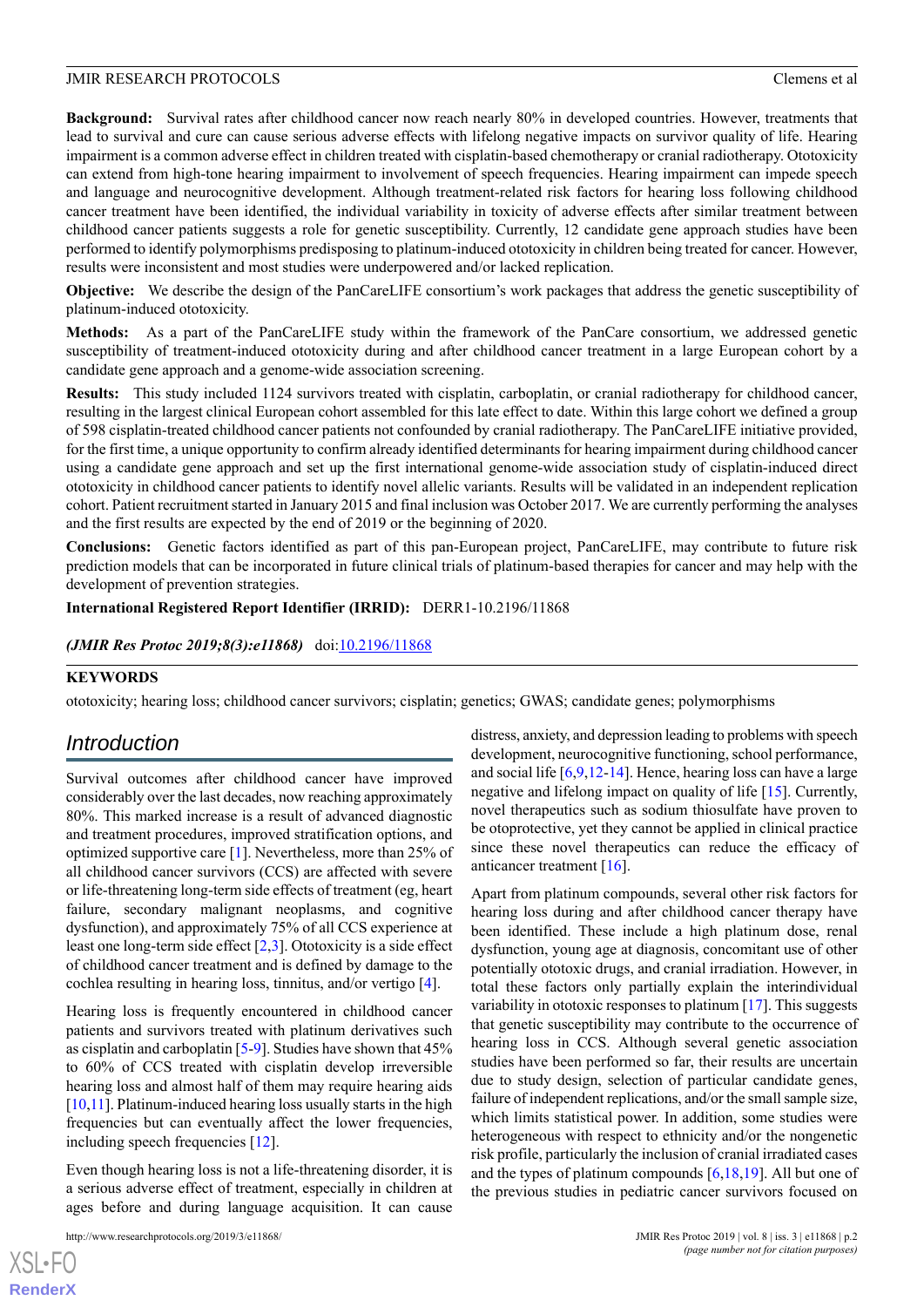**Background:** Survival rates after childhood cancer now reach nearly 80% in developed countries. However, treatments that lead to survival and cure can cause serious adverse effects with lifelong negative impacts on survivor quality of life. Hearing impairment is a common adverse effect in children treated with cisplatin-based chemotherapy or cranial radiotherapy. Ototoxicity can extend from high-tone hearing impairment to involvement of speech frequencies. Hearing impairment can impede speech and language and neurocognitive development. Although treatment-related risk factors for hearing loss following childhood cancer treatment have been identified, the individual variability in toxicity of adverse effects after similar treatment between childhood cancer patients suggests a role for genetic susceptibility. Currently, 12 candidate gene approach studies have been performed to identify polymorphisms predisposing to platinum-induced ototoxicity in children being treated for cancer. However, results were inconsistent and most studies were underpowered and/or lacked replication.

**Objective:** We describe the design of the PanCareLIFE consortium's work packages that address the genetic susceptibility of platinum-induced ototoxicity.

**Methods:** As a part of the PanCareLIFE study within the framework of the PanCare consortium, we addressed genetic susceptibility of treatment-induced ototoxicity during and after childhood cancer treatment in a large European cohort by a candidate gene approach and a genome-wide association screening.

**Results:** This study included 1124 survivors treated with cisplatin, carboplatin, or cranial radiotherapy for childhood cancer, resulting in the largest clinical European cohort assembled for this late effect to date. Within this large cohort we defined a group of 598 cisplatin-treated childhood cancer patients not confounded by cranial radiotherapy. The PanCareLIFE initiative provided, for the first time, a unique opportunity to confirm already identified determinants for hearing impairment during childhood cancer using a candidate gene approach and set up the first international genome-wide association study of cisplatin-induced direct ototoxicity in childhood cancer patients to identify novel allelic variants. Results will be validated in an independent replication cohort. Patient recruitment started in January 2015 and final inclusion was October 2017. We are currently performing the analyses and the first results are expected by the end of 2019 or the beginning of 2020.

**Conclusions:** Genetic factors identified as part of this pan-European project, PanCareLIFE, may contribute to future risk prediction models that can be incorporated in future clinical trials of platinum-based therapies for cancer and may help with the development of prevention strategies.

**International Registered Report Identifier (IRRID):** DERR1-10.2196/11868

***(JMIR Res Protoc 2019;8(3):e11868)*** doi:10.2196/11868

**KEYWORDS**

ototoxicity; hearing loss; childhood cancer survivors; cisplatin; genetics; GWAS; candidate genes; polymorphisms

## Introduction

Survival outcomes after childhood cancer have improved considerably over the last decades, now reaching approximately 80%. This marked increase is a result of advanced diagnostic and treatment procedures, improved stratification options, and optimized supportive care [1]. Nevertheless, more than 25% of all childhood cancer survivors (CCS) are affected with severe or life-threatening long-term side effects of treatment (eg, heart failure, secondary malignant neoplasms, and cognitive dysfunction), and approximately 75% of all CCS experience at least one long-term side effect [2,3]. Ototoxicity is a side effect of childhood cancer treatment and is defined by damage to the cochlea resulting in hearing loss, tinnitus, and/or vertigo [4].

Hearing loss is frequently encountered in childhood cancer patients and survivors treated with platinum derivatives such as cisplatin and carboplatin [5-9]. Studies have shown that 45% to 60% of CCS treated with cisplatin develop irreversible hearing loss and almost half of them may require hearing aids [10,11]. Platinum-induced hearing loss usually starts in the high frequencies but can eventually affect the lower frequencies, including speech frequencies [12].

Even though hearing loss is not a life-threatening disorder, it is a serious adverse effect of treatment, especially in children at ages before and during language acquisition. It can cause distress, anxiety, and depression leading to problems with speech development, neurocognitive functioning, school performance, and social life [6,9,12-14]. Hence, hearing loss can have a large negative and lifelong impact on quality of life [15]. Currently, novel therapeutics such as sodium thiosulfate have proven to be otoprotective, yet they cannot be applied in clinical practice since these novel therapeutics can reduce the efficacy of anticancer treatment [16].

Apart from platinum compounds, several other risk factors for hearing loss during and after childhood cancer therapy have been identified. These include a high platinum dose, renal dysfunction, young age at diagnosis, concomitant use of other potentially ototoxic drugs, and cranial irradiation. However, in total these factors only partially explain the interindividual variability in ototoxic responses to platinum [17]. This suggests that genetic susceptibility may contribute to the occurrence of hearing loss in CCS. Although several genetic association studies have been performed so far, their results are uncertain due to study design, selection of particular candidate genes, failure of independent replications, and/or the small sample size, which limits statistical power. In addition, some studies were heterogeneous with respect to ethnicity and/or the nongenetic risk profile, particularly the inclusion of cranial irradiated cases and the types of platinum compounds [6,18,19]. All but one of the previous studies in pediatric cancer survivors focused on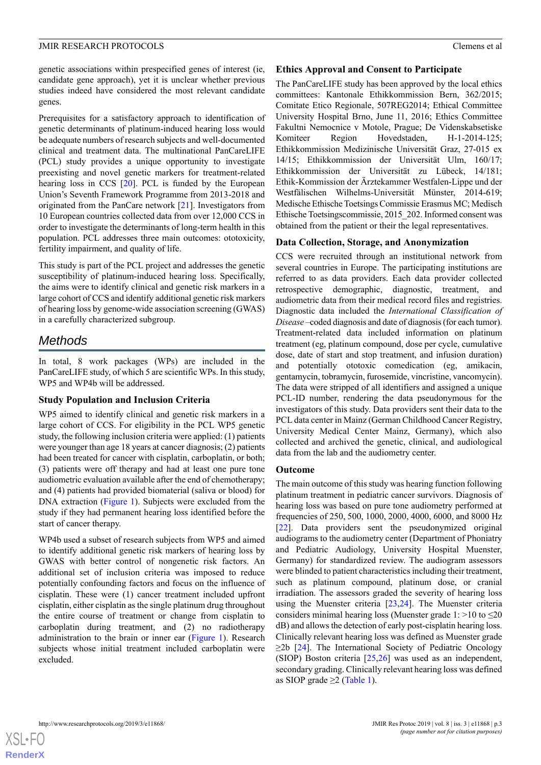genetic associations within prespecified genes of interest (ie, candidate gene approach), yet it is unclear whether previous studies indeed have considered the most relevant candidate genes.

Prerequisites for a satisfactory approach to identification of genetic determinants of platinum-induced hearing loss would be adequate numbers of research subjects and well-documented clinical and treatment data. The multinational PanCareLIFE (PCL) study provides a unique opportunity to investigate preexisting and novel genetic markers for treatment-related hearing loss in CCS [20]. PCL is funded by the European Union's Seventh Framework Programme from 2013-2018 and originated from the PanCare network [21]. Investigators from 10 European countries collected data from over 12,000 CCS in order to investigate the determinants of long-term health in this population. PCL addresses three main outcomes: ototoxicity, fertility impairment, and quality of life.

This study is part of the PCL project and addresses the genetic susceptibility of platinum-induced hearing loss. Specifically, the aims were to identify clinical and genetic risk markers in a large cohort of CCS and identify additional genetic risk markers of hearing loss by genome-wide association screening (GWAS) in a carefully characterized subgroup.

## Methods

In total, 8 work packages (WPs) are included in the PanCareLIFE study, of which 5 are scientific WPs. In this study, WP5 and WP4b will be addressed.

### Study Population and Inclusion Criteria

WP5 aimed to identify clinical and genetic risk markers in a large cohort of CCS. For eligibility in the PCL WP5 genetic study, the following inclusion criteria were applied: (1) patients were younger than age 18 years at cancer diagnosis; (2) patients had been treated for cancer with cisplatin, carboplatin, or both; (3) patients were off therapy and had at least one pure tone audiometric evaluation available after the end of chemotherapy; and (4) patients had provided biomaterial (saliva or blood) for DNA extraction (Figure 1). Subjects were excluded from the study if they had permanent hearing loss identified before the start of cancer therapy.

WP4b used a subset of research subjects from WP5 and aimed to identify additional genetic risk markers of hearing loss by GWAS with better control of nongenetic risk factors. An additional set of inclusion criteria was imposed to reduce potentially confounding factors and focus on the influence of cisplatin. These were (1) cancer treatment included upfront cisplatin, either cisplatin as the single platinum drug throughout the entire course of treatment or change from cisplatin to carboplatin during treatment, and (2) no radiotherapy administration to the brain or inner ear (Figure 1). Research subjects whose initial treatment included carboplatin were excluded.

### Ethics Approval and Consent to Participate

The PanCareLIFE study has been approved by the local ethics committees: Kantonale Ethikkommission Bern, 362/2015; Comitate Etico Regionale, 507REG2014; Ethical Committee University Hospital Brno, June 11, 2016; Ethics Committee Fakultni Nemocnice v Motole, Prague; De Videnskabsetiske Komiteer Region Hovedstaden, H-1-2014-125; Ethikkommission Medizinische Universität Graz, 27-015 ex 14/15; Ethikkommission der Universität Ulm, 160/17; Ethikkommission der Universität zu Lübeck, 14/181; Ethik-Kommission der Ärztekammer Westfalen-Lippe und der Westfälischen Wilhelms-Universität Münster, 2014-619; Medische Ethische Toetsings Commissie Erasmus MC; Medisch Ethische Toetsingscommissie, 2015_202. Informed consent was obtained from the patient or their the legal representatives.

### Data Collection, Storage, and Anonymization

CCS were recruited through an institutional network from several countries in Europe. The participating institutions are referred to as data providers. Each data provider collected retrospective demographic, diagnostic, treatment, and audiometric data from their medical record files and registries. Diagnostic data included the *International Classification of Disease*–coded diagnosis and date of diagnosis (for each tumor). Treatment-related data included information on platinum treatment (eg, platinum compound, dose per cycle, cumulative dose, date of start and stop treatment, and infusion duration) and potentially ototoxic comedication (eg, amikacin, gentamycin, tobramycin, furosemide, vincristine, vancomycin). The data were stripped of all identifiers and assigned a unique PCL-ID number, rendering the data pseudonymous for the investigators of this study. Data providers sent their data to the PCL data center in Mainz (German Childhood Cancer Registry, University Medical Center Mainz, Germany), which also collected and archived the genetic, clinical, and audiological data from the lab and the audiometry center.

### Outcome

The main outcome of this study was hearing function following platinum treatment in pediatric cancer survivors. Diagnosis of hearing loss was based on pure tone audiometry performed at frequencies of 250, 500, 1000, 2000, 4000, 6000, and 8000 Hz [22]. Data providers sent the pseudonymized original audiograms to the audiometry center (Department of Phoniatry and Pediatric Audiology, University Hospital Muenster, Germany) for standardized review. The audiogram assessors were blinded to patient characteristics including their treatment, such as platinum compound, platinum dose, or cranial irradiation. The assessors graded the severity of hearing loss using the Muenster criteria [23,24]. The Muenster criteria considers minimal hearing loss (Muenster grade 1: >10 to ≤20 dB) and allows the detection of early post-cisplatin hearing loss. Clinically relevant hearing loss was defined as Muenster grade ≥2b [24]. The International Society of Pediatric Oncology (SIOP) Boston criteria [25,26] was used as an independent, secondary grading. Clinically relevant hearing loss was defined as SIOP grade ≥2 (Table 1).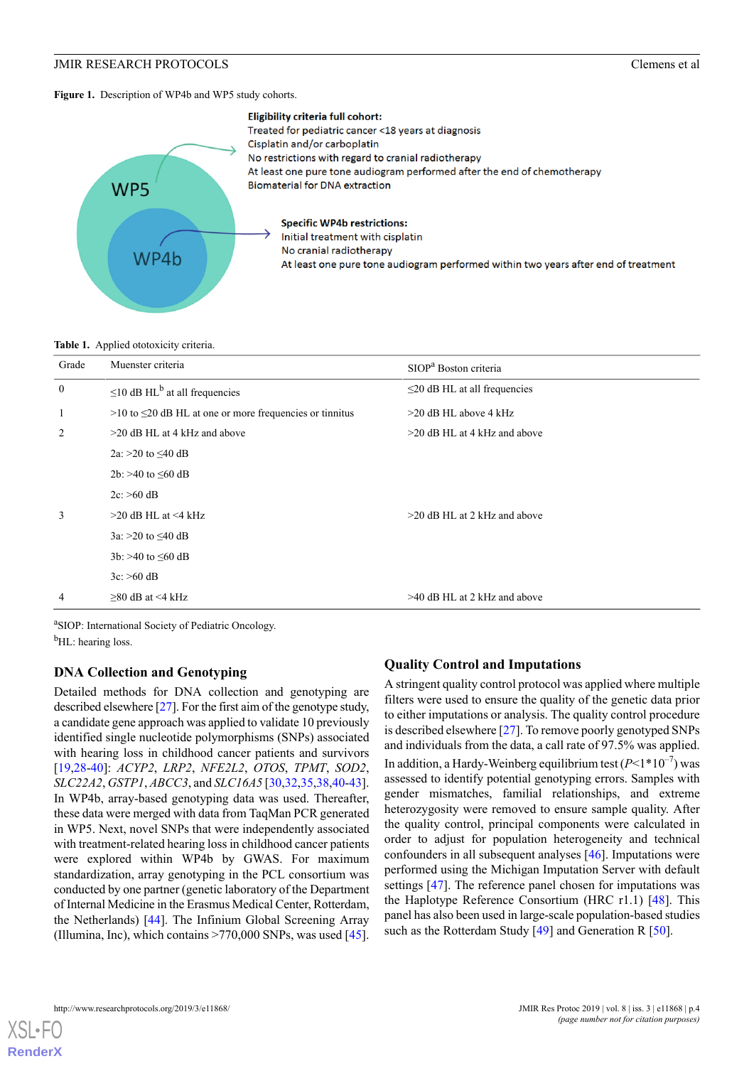**Figure 1.** Description of WP4b and WP5 study cohorts.

WP5

WP4b

**Eligibility criteria full cohort:**
Treated for pediatric cancer <18 years at diagnosis
Cisplatin and/or carboplatin
No restrictions with regard to cranial radiotherapy
At least one pure tone audiogram performed after the end of chemotherapy
Biomaterial for DNA extraction

**Specific WP4b restrictions:**
Initial treatment with cisplatin
No cranial radiotherapy
At least one pure tone audiogram performed within two years after end of treatment

**Table 1.** Applied ototoxicity criteria.

| Grade | Muenster criteria | SIOP[a] Boston criteria |
|---|---|---|
| 0 | ≤10 dB HL[b] at all frequencies | ≤20 dB HL at all frequencies |
| 1 | >10 to ≤20 dB HL at one or more frequencies or tinnitus | >20 dB HL above 4 kHz |
| 2 | >20 dB HL at 4 kHz and above | >20 dB HL at 4 kHz and above |
| | 2a: >20 to ≤40 dB | |
| | 2b: >40 to ≤60 dB | |
| | 2c: >60 dB | |
| 3 | >20 dB HL at <4 kHz | >20 dB HL at 2 kHz and above |
| | 3a: >20 to ≤40 dB | |
| | 3b: >40 to ≤60 dB | |
| | 3c: >60 dB | |
| 4 | ≥80 dB at <4 kHz | >40 dB HL at 2 kHz and above |

[a]SIOP: International Society of Pediatric Oncology.

[b]HL: hearing loss.

## DNA Collection and Genotyping

Detailed methods for DNA collection and genotyping are described elsewhere [27]. For the first aim of the genotype study, a candidate gene approach was applied to validate 10 previously identified single nucleotide polymorphisms (SNPs) associated with hearing loss in childhood cancer patients and survivors [19,28-40]: *ACYP2*, *LRP2*, *NFE2L2*, *OTOS*, *TPMT*, *SOD2*, *SLC22A2*, *GSTP1*, *ABCC3*, and *SLC16A5* [30,32,35,38,40-43]. In WP4b, array-based genotyping data was used. Thereafter, these data were merged with data from TaqMan PCR generated in WP5. Next, novel SNPs that were independently associated with treatment-related hearing loss in childhood cancer patients were explored within WP4b by GWAS. For maximum standardization, array genotyping in the PCL consortium was conducted by one partner (genetic laboratory of the Department of Internal Medicine in the Erasmus Medical Center, Rotterdam, the Netherlands) [44]. The Infinium Global Screening Array (Illumina, Inc), which contains >770,000 SNPs, was used [45].

## Quality Control and Imputations

A stringent quality control protocol was applied where multiple filters were used to ensure the quality of the genetic data prior to either imputations or analysis. The quality control procedure is described elsewhere [27]. To remove poorly genotyped SNPs and individuals from the data, a call rate of 97.5% was applied. In addition, a Hardy-Weinberg equilibrium test ($P<1*10^{-7}$) was assessed to identify potential genotyping errors. Samples with gender mismatches, familial relationships, and extreme heterozygosity were removed to ensure sample quality. After the quality control, principal components were calculated in order to adjust for population heterogeneity and technical confounders in all subsequent analyses [46]. Imputations were performed using the Michigan Imputation Server with default settings [47]. The reference panel chosen for imputations was the Haplotype Reference Consortium (HRC r1.1) [48]. This panel has also been used in large-scale population-based studies such as the Rotterdam Study [49] and Generation R [50].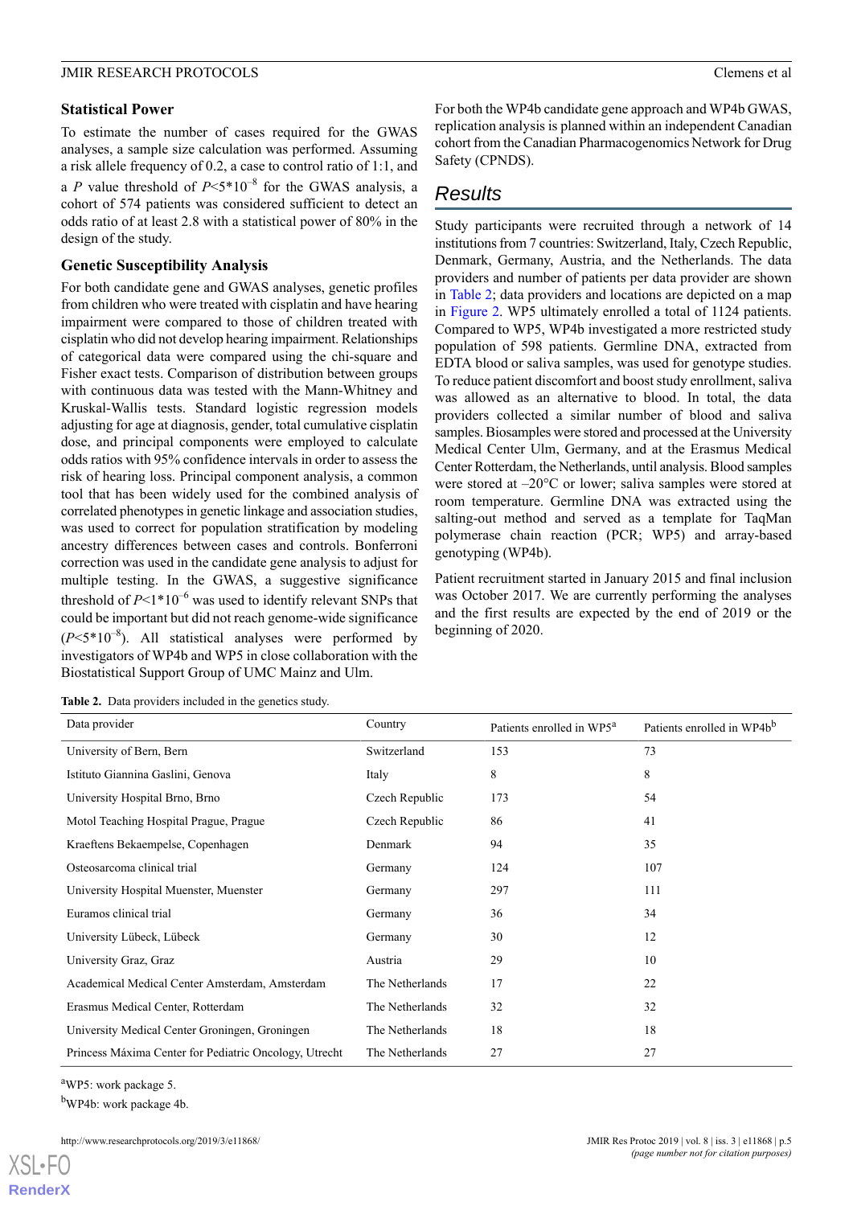### Statistical Power

To estimate the number of cases required for the GWAS analyses, a sample size calculation was performed. Assuming a risk allele frequency of 0.2, a case to control ratio of 1:1, and a *P* value threshold of $P<5*10^{-8}$ for the GWAS analysis, a cohort of 574 patients was considered sufficient to detect an odds ratio of at least 2.8 with a statistical power of 80% in the design of the study.

### Genetic Susceptibility Analysis

For both candidate gene and GWAS analyses, genetic profiles from children who were treated with cisplatin and have hearing impairment were compared to those of children treated with cisplatin who did not develop hearing impairment. Relationships of categorical data were compared using the chi-square and Fisher exact tests. Comparison of distribution between groups with continuous data was tested with the Mann-Whitney and Kruskal-Wallis tests. Standard logistic regression models adjusting for age at diagnosis, gender, total cumulative cisplatin dose, and principal components were employed to calculate odds ratios with 95% confidence intervals in order to assess the risk of hearing loss. Principal component analysis, a common tool that has been widely used for the combined analysis of correlated phenotypes in genetic linkage and association studies, was used to correct for population stratification by modeling ancestry differences between cases and controls. Bonferroni correction was used in the candidate gene analysis to adjust for multiple testing. In the GWAS, a suggestive significance threshold of $P<1*10^{-6}$ was used to identify relevant SNPs that could be important but did not reach genome-wide significance ($P<5*10^{-8}$). All statistical analyses were performed by investigators of WP4b and WP5 in close collaboration with the Biostatistical Support Group of UMC Mainz and Ulm.

For both the WP4b candidate gene approach and WP4b GWAS, replication analysis is planned within an independent Canadian cohort from the Canadian Pharmacogenomics Network for Drug Safety (CPNDS).

## Results

Study participants were recruited through a network of 14 institutions from 7 countries: Switzerland, Italy, Czech Republic, Denmark, Germany, Austria, and the Netherlands. The data providers and number of patients per data provider are shown in Table 2; data providers and locations are depicted on a map in Figure 2. WP5 ultimately enrolled a total of 1124 patients. Compared to WP5, WP4b investigated a more restricted study population of 598 patients. Germline DNA, extracted from EDTA blood or saliva samples, was used for genotype studies. To reduce patient discomfort and boost study enrollment, saliva was allowed as an alternative to blood. In total, the data providers collected a similar number of blood and saliva samples. Biosamples were stored and processed at the University Medical Center Ulm, Germany, and at the Erasmus Medical Center Rotterdam, the Netherlands, until analysis. Blood samples were stored at –20°C or lower; saliva samples were stored at room temperature. Germline DNA was extracted using the salting-out method and served as a template for TaqMan polymerase chain reaction (PCR; WP5) and array-based genotyping (WP4b).

Patient recruitment started in January 2015 and final inclusion was October 2017. We are currently performing the analyses and the first results are expected by the end of 2019 or the beginning of 2020.

**Table 2.** Data providers included in the genetics study.

| Data provider | Country | Patients enrolled in WP5[a] | Patients enrolled in WP4b[b] |
|---|---|---|---|
| University of Bern, Bern | Switzerland | 153 | 73 |
| Istituto Giannina Gaslini, Genova | Italy | 8 | 8 |
| University Hospital Brno, Brno | Czech Republic | 173 | 54 |
| Motol Teaching Hospital Prague, Prague | Czech Republic | 86 | 41 |
| Kraeftens Bekaempelse, Copenhagen | Denmark | 94 | 35 |
| Osteosarcoma clinical trial | Germany | 124 | 107 |
| University Hospital Muenster, Muenster | Germany | 297 | 111 |
| Euramos clinical trial | Germany | 36 | 34 |
| University Lübeck, Lübeck | Germany | 30 | 12 |
| University Graz, Graz | Austria | 29 | 10 |
| Academical Medical Center Amsterdam, Amsterdam | The Netherlands | 17 | 22 |
| Erasmus Medical Center, Rotterdam | The Netherlands | 32 | 32 |
| University Medical Center Groningen, Groningen | The Netherlands | 18 | 18 |
| Princess Máxima Center for Pediatric Oncology, Utrecht | The Netherlands | 27 | 27 |

[a]WP5: work package 5.

[b]WP4b: work package 4b.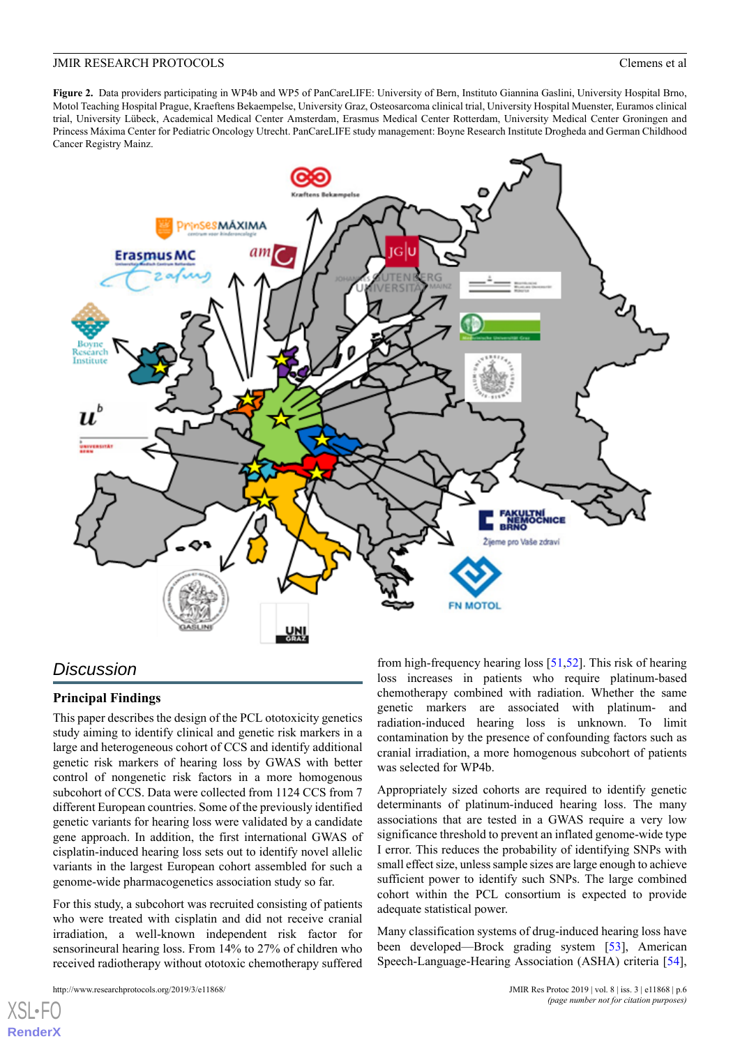**Figure 2.** Data providers participating in WP4b and WP5 of PanCareLIFE: University of Bern, Instituto Giannina Gaslini, University Hospital Brno, Motol Teaching Hospital Prague, Kraeftens Bekaempelse, University Graz, Osteosarcoma clinical trial, University Hospital Muenster, Euramos clinical trial, University Lübeck, Academical Medical Center Amsterdam, Erasmus Medical Center Rotterdam, University Medical Center Groningen and Princess Máxima Center for Pediatric Oncology Utrecht. PanCareLIFE study management: Boyne Research Institute Drogheda and German Childhood Cancer Registry Mainz.

## Discussion

### Principal Findings

This paper describes the design of the PCL ototoxicity genetics study aiming to identify clinical and genetic risk markers in a large and heterogeneous cohort of CCS and identify additional genetic risk markers of hearing loss by GWAS with better control of nongenetic risk factors in a more homogenous subcohort of CCS. Data were collected from 1124 CCS from 7 different European countries. Some of the previously identified genetic variants for hearing loss were validated by a candidate gene approach. In addition, the first international GWAS of cisplatin-induced hearing loss sets out to identify novel allelic variants in the largest European cohort assembled for such a genome-wide pharmacogenetics association study so far.

For this study, a subcohort was recruited consisting of patients who were treated with cisplatin and did not receive cranial irradiation, a well-known independent risk factor for sensorineural hearing loss. From 14% to 27% of children who received radiotherapy without ototoxic chemotherapy suffered from high-frequency hearing loss [51,52]. This risk of hearing loss increases in patients who require platinum-based chemotherapy combined with radiation. Whether the same genetic markers are associated with platinum- and radiation-induced hearing loss is unknown. To limit contamination by the presence of confounding factors such as cranial irradiation, a more homogenous subcohort of patients was selected for WP4b.

Appropriately sized cohorts are required to identify genetic determinants of platinum-induced hearing loss. The many associations that are tested in a GWAS require a very low significance threshold to prevent an inflated genome-wide type I error. This reduces the probability of identifying SNPs with small effect size, unless sample sizes are large enough to achieve sufficient power to identify such SNPs. The large combined cohort within the PCL consortium is expected to provide adequate statistical power.

Many classification systems of drug-induced hearing loss have been developed—Brock grading system [53], American Speech-Language-Hearing Association (ASHA) criteria [54],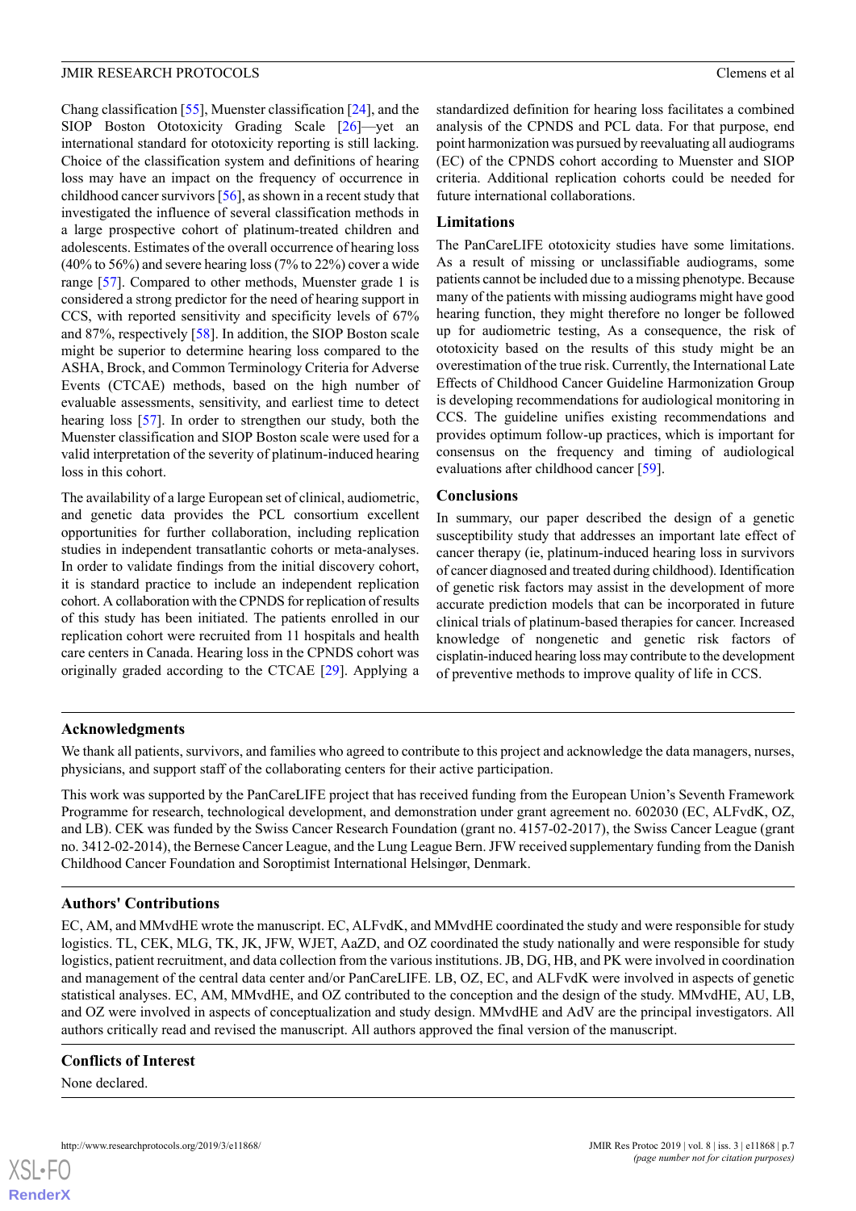Chang classification [55], Muenster classification [24], and the SIOP Boston Ototoxicity Grading Scale [26]—yet an international standard for ototoxicity reporting is still lacking. Choice of the classification system and definitions of hearing loss may have an impact on the frequency of occurrence in childhood cancer survivors [56], as shown in a recent study that investigated the influence of several classification methods in a large prospective cohort of platinum-treated children and adolescents. Estimates of the overall occurrence of hearing loss (40% to 56%) and severe hearing loss (7% to 22%) cover a wide range [57]. Compared to other methods, Muenster grade 1 is considered a strong predictor for the need of hearing support in CCS, with reported sensitivity and specificity levels of 67% and 87%, respectively [58]. In addition, the SIOP Boston scale might be superior to determine hearing loss compared to the ASHA, Brock, and Common Terminology Criteria for Adverse Events (CTCAE) methods, based on the high number of evaluable assessments, sensitivity, and earliest time to detect hearing loss [57]. In order to strengthen our study, both the Muenster classification and SIOP Boston scale were used for a valid interpretation of the severity of platinum-induced hearing loss in this cohort.

The availability of a large European set of clinical, audiometric, and genetic data provides the PCL consortium excellent opportunities for further collaboration, including replication studies in independent transatlantic cohorts or meta-analyses. In order to validate findings from the initial discovery cohort, it is standard practice to include an independent replication cohort. A collaboration with the CPNDS for replication of results of this study has been initiated. The patients enrolled in our replication cohort were recruited from 11 hospitals and health care centers in Canada. Hearing loss in the CPNDS cohort was originally graded according to the CTCAE [29]. Applying a standardized definition for hearing loss facilitates a combined analysis of the CPNDS and PCL data. For that purpose, end point harmonization was pursued by reevaluating all audiograms (EC) of the CPNDS cohort according to Muenster and SIOP criteria. Additional replication cohorts could be needed for future international collaborations.

## Limitations

The PanCareLIFE ototoxicity studies have some limitations. As a result of missing or unclassifiable audiograms, some patients cannot be included due to a missing phenotype. Because many of the patients with missing audiograms might have good hearing function, they might therefore no longer be followed up for audiometric testing, As a consequence, the risk of ototoxicity based on the results of this study might be an overestimation of the true risk. Currently, the International Late Effects of Childhood Cancer Guideline Harmonization Group is developing recommendations for audiological monitoring in CCS. The guideline unifies existing recommendations and provides optimum follow-up practices, which is important for consensus on the frequency and timing of audiological evaluations after childhood cancer [59].

## Conclusions

In summary, our paper described the design of a genetic susceptibility study that addresses an important late effect of cancer therapy (ie, platinum-induced hearing loss in survivors of cancer diagnosed and treated during childhood). Identification of genetic risk factors may assist in the development of more accurate prediction models that can be incorporated in future clinical trials of platinum-based therapies for cancer. Increased knowledge of nongenetic and genetic risk factors of cisplatin-induced hearing loss may contribute to the development of preventive methods to improve quality of life in CCS.

## Acknowledgments

We thank all patients, survivors, and families who agreed to contribute to this project and acknowledge the data managers, nurses, physicians, and support staff of the collaborating centers for their active participation.

This work was supported by the PanCareLIFE project that has received funding from the European Union's Seventh Framework Programme for research, technological development, and demonstration under grant agreement no. 602030 (EC, ALFvdK, OZ, and LB). CEK was funded by the Swiss Cancer Research Foundation (grant no. 4157-02-2017), the Swiss Cancer League (grant no. 3412-02-2014), the Bernese Cancer League, and the Lung League Bern. JFW received supplementary funding from the Danish Childhood Cancer Foundation and Soroptimist International Helsingør, Denmark.

## Authors' Contributions

EC, AM, and MMvdHE wrote the manuscript. EC, ALFvdK, and MMvdHE coordinated the study and were responsible for study logistics. TL, CEK, MLG, TK, JK, JFW, WJET, AaZD, and OZ coordinated the study nationally and were responsible for study logistics, patient recruitment, and data collection from the various institutions. JB, DG, HB, and PK were involved in coordination and management of the central data center and/or PanCareLIFE. LB, OZ, EC, and ALFvdK were involved in aspects of genetic statistical analyses. EC, AM, MMvdHE, and OZ contributed to the conception and the design of the study. MMvdHE, AU, LB, and OZ were involved in aspects of conceptualization and study design. MMvdHE and AdV are the principal investigators. All authors critically read and revised the manuscript. All authors approved the final version of the manuscript.

## Conflicts of Interest

None declared.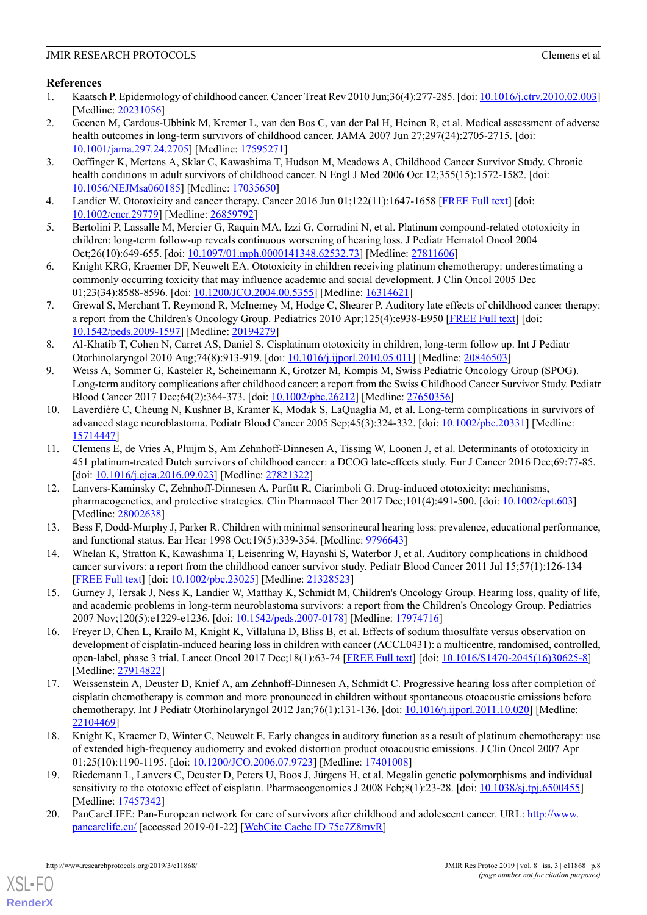## References

1. Kaatsch P. Epidemiology of childhood cancer. Cancer Treat Rev 2010 Jun;36(4):277-285. [doi: 10.1016/j.ctrv.2010.02.003] [Medline: 20231056]
2. Geenen M, Cardous-Ubbink M, Kremer L, van den Bos C, van der Pal H, Heinen R, et al. Medical assessment of adverse health outcomes in long-term survivors of childhood cancer. JAMA 2007 Jun 27;297(24):2705-2715. [doi: 10.1001/jama.297.24.2705] [Medline: 17595271]
3. Oeffinger K, Mertens A, Sklar C, Kawashima T, Hudson M, Meadows A, Childhood Cancer Survivor Study. Chronic health conditions in adult survivors of childhood cancer. N Engl J Med 2006 Oct 12;355(15):1572-1582. [doi: 10.1056/NEJMsa060185] [Medline: 17035650]
4. Landier W. Ototoxicity and cancer therapy. Cancer 2016 Jun 01;122(11):1647-1658 [FREE Full text] [doi: 10.1002/cncr.29779] [Medline: 26859792]
5. Bertolini P, Lassalle M, Mercier G, Raquin MA, Izzi G, Corradini N, et al. Platinum compound-related ototoxicity in children: long-term follow-up reveals continuous worsening of hearing loss. J Pediatr Hematol Oncol 2004 Oct;26(10):649-655. [doi: 10.1097/01.mph.0000141348.62532.73] [Medline: 27811606]
6. Knight KRG, Kraemer DF, Neuwelt EA. Ototoxicity in children receiving platinum chemotherapy: underestimating a commonly occurring toxicity that may influence academic and social development. J Clin Oncol 2005 Dec 01;23(34):8588-8596. [doi: 10.1200/JCO.2004.00.5355] [Medline: 16314621]
7. Grewal S, Merchant T, Reymond R, McInerney M, Hodge C, Shearer P. Auditory late effects of childhood cancer therapy: a report from the Children's Oncology Group. Pediatrics 2010 Apr;125(4):e938-E950 [FREE Full text] [doi: 10.1542/peds.2009-1597] [Medline: 20194279]
8. Al-Khatib T, Cohen N, Carret AS, Daniel S. Cisplatinum ototoxicity in children, long-term follow up. Int J Pediatr Otorhinolaryngol 2010 Aug;74(8):913-919. [doi: 10.1016/j.ijporl.2010.05.011] [Medline: 20846503]
9. Weiss A, Sommer G, Kasteler R, Scheinemann K, Grotzer M, Kompis M, Swiss Pediatric Oncology Group (SPOG). Long-term auditory complications after childhood cancer: a report from the Swiss Childhood Cancer Survivor Study. Pediatr Blood Cancer 2017 Dec;64(2):364-373. [doi: 10.1002/pbc.26212] [Medline: 27650356]
10. Laverdière C, Cheung N, Kushner B, Kramer K, Modak S, LaQuaglia M, et al. Long-term complications in survivors of advanced stage neuroblastoma. Pediatr Blood Cancer 2005 Sep;45(3):324-332. [doi: 10.1002/pbc.20331] [Medline: 15714447]
11. Clemens E, de Vries A, Pluijm S, Am Zehnhoff-Dinnesen A, Tissing W, Loonen J, et al. Determinants of ototoxicity in 451 platinum-treated Dutch survivors of childhood cancer: a DCOG late-effects study. Eur J Cancer 2016 Dec;69:77-85. [doi: 10.1016/j.ejca.2016.09.023] [Medline: 27821322]
12. Lanvers-Kaminsky C, Zehnhoff-Dinnesen A, Parfitt R, Ciarimboli G. Drug-induced ototoxicity: mechanisms, pharmacogenetics, and protective strategies. Clin Pharmacol Ther 2017 Dec;101(4):491-500. [doi: 10.1002/cpt.603] [Medline: 28002638]
13. Bess F, Dodd-Murphy J, Parker R. Children with minimal sensorineural hearing loss: prevalence, educational performance, and functional status. Ear Hear 1998 Oct;19(5):339-354. [Medline: 9796643]
14. Whelan K, Stratton K, Kawashima T, Leisenring W, Hayashi S, Waterbor J, et al. Auditory complications in childhood cancer survivors: a report from the childhood cancer survivor study. Pediatr Blood Cancer 2011 Jul 15;57(1):126-134 [FREE Full text] [doi: 10.1002/pbc.23025] [Medline: 21328523]
15. Gurney J, Tersak J, Ness K, Landier W, Matthay K, Schmidt M, Children's Oncology Group. Hearing loss, quality of life, and academic problems in long-term neuroblastoma survivors: a report from the Children's Oncology Group. Pediatrics 2007 Nov;120(5):e1229-e1236. [doi: 10.1542/peds.2007-0178] [Medline: 17974716]
16. Freyer D, Chen L, Krailo M, Knight K, Villaluna D, Bliss B, et al. Effects of sodium thiosulfate versus observation on development of cisplatin-induced hearing loss in children with cancer (ACCL0431): a multicentre, randomised, controlled, open-label, phase 3 trial. Lancet Oncol 2017 Dec;18(1):63-74 [FREE Full text] [doi: 10.1016/S1470-2045(16)30625-8] [Medline: 27914822]
17. Weissenstein A, Deuster D, Knief A, am Zehnhoff-Dinnesen A, Schmidt C. Progressive hearing loss after completion of cisplatin chemotherapy is common and more pronounced in children without spontaneous otoacoustic emissions before chemotherapy. Int J Pediatr Otorhinolaryngol 2012 Jan;76(1):131-136. [doi: 10.1016/j.ijporl.2011.10.020] [Medline: 22104469]
18. Knight K, Kraemer D, Winter C, Neuwelt E. Early changes in auditory function as a result of platinum chemotherapy: use of extended high-frequency audiometry and evoked distortion product otoacoustic emissions. J Clin Oncol 2007 Apr 01;25(10):1190-1195. [doi: 10.1200/JCO.2006.07.9723] [Medline: 17401008]
19. Riedemann L, Lanvers C, Deuster D, Peters U, Boos J, Jürgens H, et al. Megalin genetic polymorphisms and individual sensitivity to the ototoxic effect of cisplatin. Pharmacogenomics J 2008 Feb;8(1):23-28. [doi: 10.1038/sj.tpj.6500455] [Medline: 17457342]
20. PanCareLIFE: Pan-European network for care of survivors after childhood and adolescent cancer. URL: http://www.pancarelife.eu/ [accessed 2019-01-22] [WebCite Cache ID 75c7Z8mvR]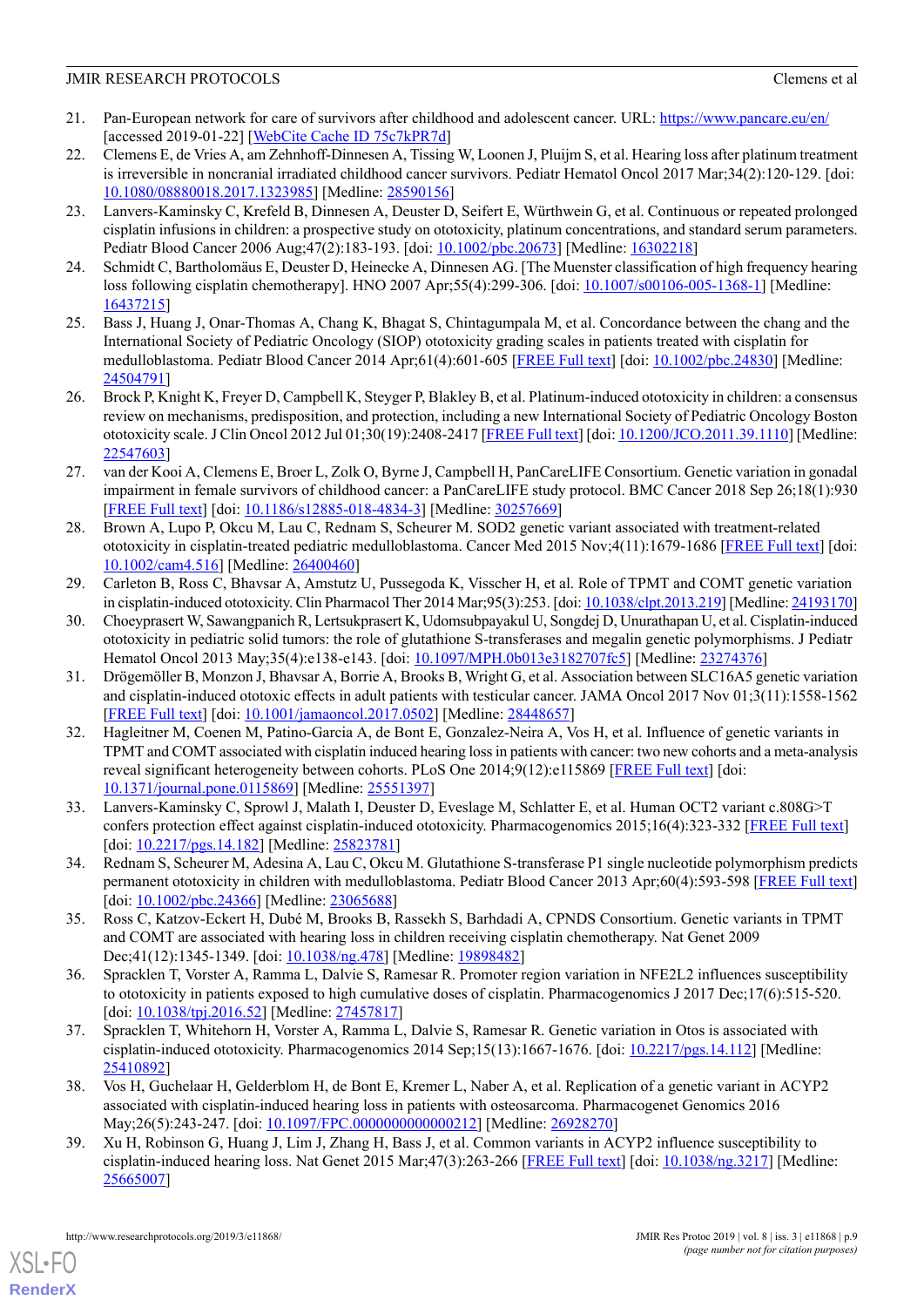21. Pan-European network for care of survivors after childhood and adolescent cancer. URL: https://www.pancare.eu/en/ [accessed 2019-01-22] [WebCite Cache ID 75c7kPR7d]
22. Clemens E, de Vries A, am Zehnhoff-Dinnesen A, Tissing W, Loonen J, Pluijm S, et al. Hearing loss after platinum treatment is irreversible in noncranial irradiated childhood cancer survivors. Pediatr Hematol Oncol 2017 Mar;34(2):120-129. [doi: 10.1080/08880018.2017.1323985] [Medline: 28590156]
23. Lanvers-Kaminsky C, Krefeld B, Dinnesen A, Deuster D, Seifert E, Würthwein G, et al. Continuous or repeated prolonged cisplatin infusions in children: a prospective study on ototoxicity, platinum concentrations, and standard serum parameters. Pediatr Blood Cancer 2006 Aug;47(2):183-193. [doi: 10.1002/pbc.20673] [Medline: 16302218]
24. Schmidt C, Bartholomäus E, Deuster D, Heinecke A, Dinnesen AG. [The Muenster classification of high frequency hearing loss following cisplatin chemotherapy]. HNO 2007 Apr;55(4):299-306. [doi: 10.1007/s00106-005-1368-1] [Medline: 16437215]
25. Bass J, Huang J, Onar-Thomas A, Chang K, Bhagat S, Chintagumpala M, et al. Concordance between the chang and the International Society of Pediatric Oncology (SIOP) ototoxicity grading scales in patients treated with cisplatin for medulloblastoma. Pediatr Blood Cancer 2014 Apr;61(4):601-605 [FREE Full text] [doi: 10.1002/pbc.24830] [Medline: 24504791]
26. Brock P, Knight K, Freyer D, Campbell K, Steyger P, Blakley B, et al. Platinum-induced ototoxicity in children: a consensus review on mechanisms, predisposition, and protection, including a new International Society of Pediatric Oncology Boston ototoxicity scale. J Clin Oncol 2012 Jul 01;30(19):2408-2417 [FREE Full text] [doi: 10.1200/JCO.2011.39.1110] [Medline: 22547603]
27. van der Kooi A, Clemens E, Broer L, Zolk O, Byrne J, Campbell H, PanCareLIFE Consortium. Genetic variation in gonadal impairment in female survivors of childhood cancer: a PanCareLIFE study protocol. BMC Cancer 2018 Sep 26;18(1):930 [FREE Full text] [doi: 10.1186/s12885-018-4834-3] [Medline: 30257669]
28. Brown A, Lupo P, Okcu M, Lau C, Rednam S, Scheurer M. SOD2 genetic variant associated with treatment-related ototoxicity in cisplatin-treated pediatric medulloblastoma. Cancer Med 2015 Nov;4(11):1679-1686 [FREE Full text] [doi: 10.1002/cam4.516] [Medline: 26400460]
29. Carleton B, Ross C, Bhavsar A, Amstutz U, Pussegoda K, Visscher H, et al. Role of TPMT and COMT genetic variation in cisplatin-induced ototoxicity. Clin Pharmacol Ther 2014 Mar;95(3):253. [doi: 10.1038/clpt.2013.219] [Medline: 24193170]
30. Choeyprasert W, Sawangpanich R, Lertsukprasert K, Udomsubpayakul U, Songdej D, Unurathapan U, et al. Cisplatin-induced ototoxicity in pediatric solid tumors: the role of glutathione S-transferases and megalin genetic polymorphisms. J Pediatr Hematol Oncol 2013 May;35(4):e138-e143. [doi: 10.1097/MPH.0b013e3182707fc5] [Medline: 23274376]
31. Drögemöller B, Monzon J, Bhavsar A, Borrie A, Brooks B, Wright G, et al. Association between SLC16A5 genetic variation and cisplatin-induced ototoxic effects in adult patients with testicular cancer. JAMA Oncol 2017 Nov 01;3(11):1558-1562 [FREE Full text] [doi: 10.1001/jamaoncol.2017.0502] [Medline: 28448657]
32. Hagleitner M, Coenen M, Patino-Garcia A, de Bont E, Gonzalez-Neira A, Vos H, et al. Influence of genetic variants in TPMT and COMT associated with cisplatin induced hearing loss in patients with cancer: two new cohorts and a meta-analysis reveal significant heterogeneity between cohorts. PLoS One 2014;9(12):e115869 [FREE Full text] [doi: 10.1371/journal.pone.0115869] [Medline: 25551397]
33. Lanvers-Kaminsky C, Sprowl J, Malath I, Deuster D, Eveslage M, Schlatter E, et al. Human OCT2 variant c.808G>T confers protection effect against cisplatin-induced ototoxicity. Pharmacogenomics 2015;16(4):323-332 [FREE Full text] [doi: 10.2217/pgs.14.182] [Medline: 25823781]
34. Rednam S, Scheurer M, Adesina A, Lau C, Okcu M. Glutathione S-transferase P1 single nucleotide polymorphism predicts permanent ototoxicity in children with medulloblastoma. Pediatr Blood Cancer 2013 Apr;60(4):593-598 [FREE Full text] [doi: 10.1002/pbc.24366] [Medline: 23065688]
35. Ross C, Katzov-Eckert H, Dubé M, Brooks B, Rassekh S, Barhdadi A, CPNDS Consortium. Genetic variants in TPMT and COMT are associated with hearing loss in children receiving cisplatin chemotherapy. Nat Genet 2009 Dec;41(12):1345-1349. [doi: 10.1038/ng.478] [Medline: 19898482]
36. Spracklen T, Vorster A, Ramma L, Dalvie S, Ramesar R. Promoter region variation in NFE2L2 influences susceptibility to ototoxicity in patients exposed to high cumulative doses of cisplatin. Pharmacogenomics J 2017 Dec;17(6):515-520. [doi: 10.1038/tpj.2016.52] [Medline: 27457817]
37. Spracklen T, Whitehorn H, Vorster A, Ramma L, Dalvie S, Ramesar R. Genetic variation in Otos is associated with cisplatin-induced ototoxicity. Pharmacogenomics 2014 Sep;15(13):1667-1676. [doi: 10.2217/pgs.14.112] [Medline: 25410892]
38. Vos H, Guchelaar H, Gelderblom H, de Bont E, Kremer L, Naber A, et al. Replication of a genetic variant in ACYP2 associated with cisplatin-induced hearing loss in patients with osteosarcoma. Pharmacogenet Genomics 2016 May;26(5):243-247. [doi: 10.1097/FPC.0000000000000212] [Medline: 26928270]
39. Xu H, Robinson G, Huang J, Lim J, Zhang H, Bass J, et al. Common variants in ACYP2 influence susceptibility to cisplatin-induced hearing loss. Nat Genet 2015 Mar;47(3):263-266 [FREE Full text] [doi: 10.1038/ng.3217] [Medline: 25665007]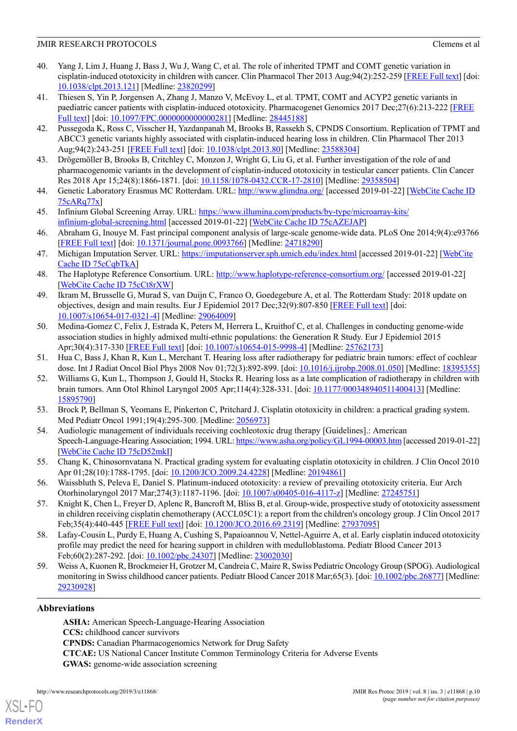40. Yang J, Lim J, Huang J, Bass J, Wu J, Wang C, et al. The role of inherited TPMT and COMT genetic variation in cisplatin-induced ototoxicity in children with cancer. Clin Pharmacol Ther 2013 Aug;94(2):252-259 [FREE Full text] [doi: 10.1038/clpt.2013.121] [Medline: 23820299]
41. Thiesen S, Yin P, Jorgensen A, Zhang J, Manzo V, McEvoy L, et al. TPMT, COMT and ACYP2 genetic variants in paediatric cancer patients with cisplatin-induced ototoxicity. Pharmacogenet Genomics 2017 Dec;27(6):213-222 [FREE Full text] [doi: 10.1097/FPC.0000000000000281] [Medline: 28445188]
42. Pussegoda K, Ross C, Visscher H, Yazdanpanah M, Brooks B, Rassekh S, CPNDS Consortium. Replication of TPMT and ABCC3 genetic variants highly associated with cisplatin-induced hearing loss in children. Clin Pharmacol Ther 2013 Aug;94(2):243-251 [FREE Full text] [doi: 10.1038/clpt.2013.80] [Medline: 23588304]
43. Drögemöller B, Brooks B, Critchley C, Monzon J, Wright G, Liu G, et al. Further investigation of the role of and pharmacogenomic variants in the development of cisplatin-induced ototoxicity in testicular cancer patients. Clin Cancer Res 2018 Apr 15;24(8):1866-1871. [doi: 10.1158/1078-0432.CCR-17-2810] [Medline: 29358504]
44. Genetic Laboratory Erasmus MC Rotterdam. URL: http://www.glimdna.org/ [accessed 2019-01-22] [WebCite Cache ID 75cARq77x]
45. Infinium Global Screening Array. URL: https://www.illumina.com/products/by-type/microarray-kits/infinium-global-screening.html [accessed 2019-01-22] [WebCite Cache ID 75cAZEJAP]
46. Abraham G, Inouye M. Fast principal component analysis of large-scale genome-wide data. PLoS One 2014;9(4):e93766 [FREE Full text] [doi: 10.1371/journal.pone.0093766] [Medline: 24718290]
47. Michigan Imputation Server. URL: https://imputationserver.sph.umich.edu/index.html [accessed 2019-01-22] [WebCite Cache ID 75cCqbTkA]
48. The Haplotype Reference Consortium. URL: http://www.haplotype-reference-consortium.org/ [accessed 2019-01-22] [WebCite Cache ID 75cCt8rXW]
49. Ikram M, Brusselle G, Murad S, van Duijn C, Franco O, Goedegebure A, et al. The Rotterdam Study: 2018 update on objectives, design and main results. Eur J Epidemiol 2017 Dec;32(9):807-850 [FREE Full text] [doi: 10.1007/s10654-017-0321-4] [Medline: 29064009]
50. Medina-Gomez C, Felix J, Estrada K, Peters M, Herrera L, Kruithof C, et al. Challenges in conducting genome-wide association studies in highly admixed multi-ethnic populations: the Generation R Study. Eur J Epidemiol 2015 Apr;30(4):317-330 [FREE Full text] [doi: 10.1007/s10654-015-9998-4] [Medline: 25762173]
51. Hua C, Bass J, Khan R, Kun L, Merchant T. Hearing loss after radiotherapy for pediatric brain tumors: effect of cochlear dose. Int J Radiat Oncol Biol Phys 2008 Nov 01;72(3):892-899. [doi: 10.1016/j.ijrobp.2008.01.050] [Medline: 18395355]
52. Williams G, Kun L, Thompson J, Gould H, Stocks R. Hearing loss as a late complication of radiotherapy in children with brain tumors. Ann Otol Rhinol Laryngol 2005 Apr;114(4):328-331. [doi: 10.1177/000348940511400413] [Medline: 15895790]
53. Brock P, Bellman S, Yeomans E, Pinkerton C, Pritchard J. Cisplatin ototoxicity in children: a practical grading system. Med Pediatr Oncol 1991;19(4):295-300. [Medline: 2056973]
54. Audiologic management of individuals receiving cochleotoxic drug therapy [Guidelines].: American Speech-Language-Hearing Association; 1994. URL: https://www.asha.org/policy/GL1994-00003.htm [accessed 2019-01-22] [WebCite Cache ID 75cD52mkI]
55. Chang K, Chinosornvatana N. Practical grading system for evaluating cisplatin ototoxicity in children. J Clin Oncol 2010 Apr 01;28(10):1788-1795. [doi: 10.1200/JCO.2009.24.4228] [Medline: 20194861]
56. Waissbluth S, Peleva E, Daniel S. Platinum-induced ototoxicity: a review of prevailing ototoxicity criteria. Eur Arch Otorhinolaryngol 2017 Mar;274(3):1187-1196. [doi: 10.1007/s00405-016-4117-z] [Medline: 27245751]
57. Knight K, Chen L, Freyer D, Aplenc R, Bancroft M, Bliss B, et al. Group-wide, prospective study of ototoxicity assessment in children receiving cisplatin chemotherapy (ACCL05C1): a report from the children's oncology group. J Clin Oncol 2017 Feb;35(4):440-445 [FREE Full text] [doi: 10.1200/JCO.2016.69.2319] [Medline: 27937095]
58. Lafay-Cousin L, Purdy E, Huang A, Cushing S, Papaioannou V, Nettel-Aguirre A, et al. Early cisplatin induced ototoxicity profile may predict the need for hearing support in children with medulloblastoma. Pediatr Blood Cancer 2013 Feb;60(2):287-292. [doi: 10.1002/pbc.24307] [Medline: 23002030]
59. Weiss A, Kuonen R, Brockmeier H, Grotzer M, Candreia C, Maire R, Swiss Pediatric Oncology Group (SPOG). Audiological monitoring in Swiss childhood cancer patients. Pediatr Blood Cancer 2018 Mar;65(3). [doi: 10.1002/pbc.26877] [Medline: 29230928]

## Abbreviations

**ASHA:** American Speech-Language-Hearing Association
**CCS:** childhood cancer survivors
**CPNDS:** Canadian Pharmacogenomics Network for Drug Safety
**CTCAE:** US National Cancer Institute Common Terminology Criteria for Adverse Events
**GWAS:** genome-wide association screening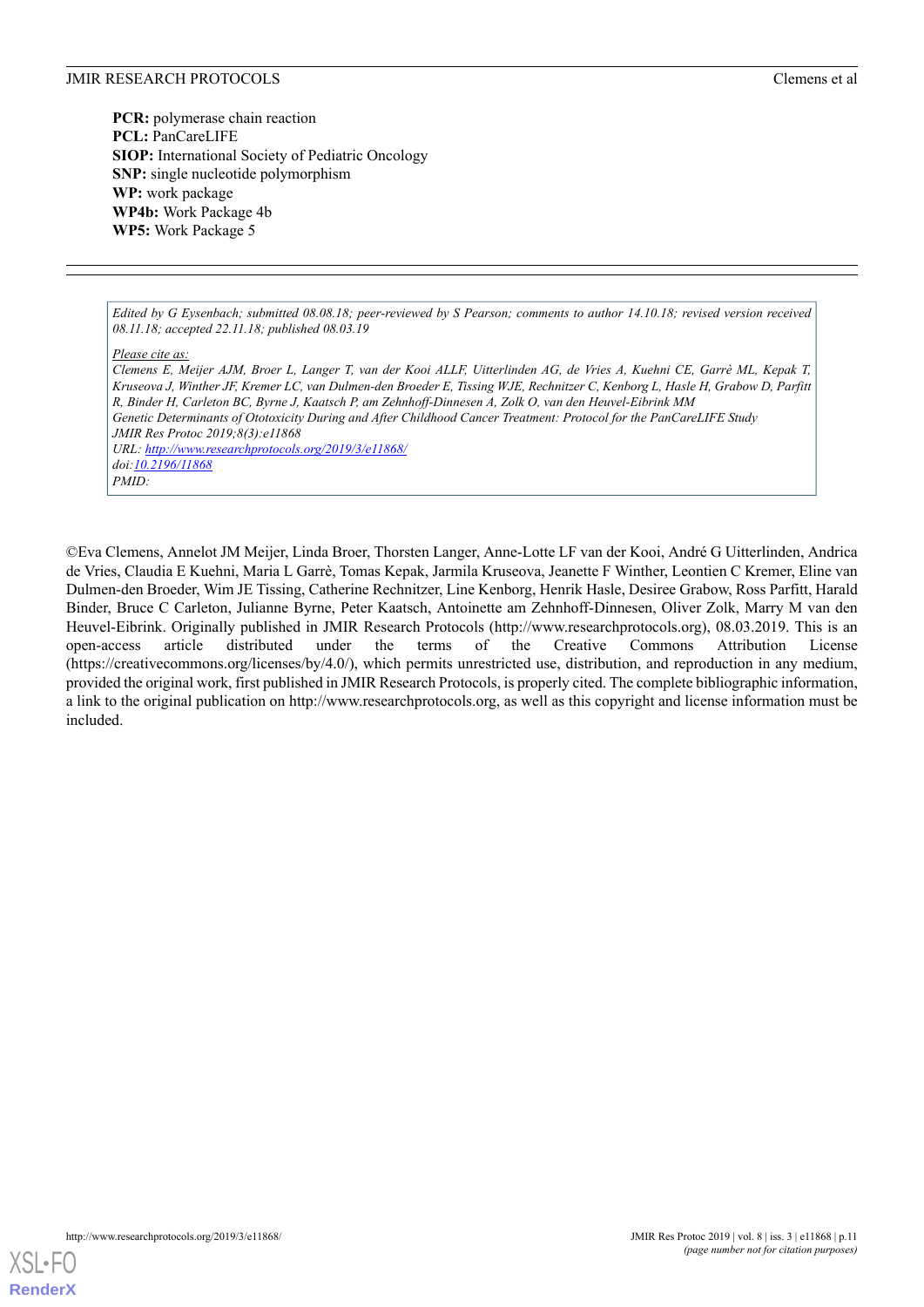**PCR:** polymerase chain reaction
**PCL:** PanCareLIFE
**SIOP:** International Society of Pediatric Oncology
**SNP:** single nucleotide polymorphism
**WP:** work package
**WP4b:** Work Package 4b
**WP5:** Work Package 5

---

*Edited by G Eysenbach; submitted 08.08.18; peer-reviewed by S Pearson; comments to author 14.10.18; revised version received 08.11.18; accepted 22.11.18; published 08.03.19*

*Please cite as:*
*Clemens E, Meijer AJM, Broer L, Langer T, van der Kooi ALLF, Uitterlinden AG, de Vries A, Kuehni CE, Garrè ML, Kepak T, Kruseova J, Winther JF, Kremer LC, van Dulmen-den Broeder E, Tissing WJE, Rechnitzer C, Kenborg L, Hasle H, Grabow D, Parfitt R, Binder H, Carleton BC, Byrne J, Kaatsch P, am Zehnhoff-Dinnesen A, Zolk O, van den Heuvel-Eibrink MM*
*Genetic Determinants of Ototoxicity During and After Childhood Cancer Treatment: Protocol for the PanCareLIFE Study*
*JMIR Res Protoc 2019;8(3):e11868*
*URL: http://www.researchprotocols.org/2019/3/e11868/*
*doi:10.2196/11868*
*PMID:*

©Eva Clemens, Annelot JM Meijer, Linda Broer, Thorsten Langer, Anne-Lotte LF van der Kooi, André G Uitterlinden, Andrica de Vries, Claudia E Kuehni, Maria L Garrè, Tomas Kepak, Jarmila Kruseova, Jeanette F Winther, Leontien C Kremer, Eline van Dulmen-den Broeder, Wim JE Tissing, Catherine Rechnitzer, Line Kenborg, Henrik Hasle, Desiree Grabow, Ross Parfitt, Harald Binder, Bruce C Carleton, Julianne Byrne, Peter Kaatsch, Antoinette am Zehnhoff-Dinnesen, Oliver Zolk, Marry M van den Heuvel-Eibrink. Originally published in JMIR Research Protocols (http://www.researchprotocols.org), 08.03.2019. This is an open-access article distributed under the terms of the Creative Commons Attribution License (https://creativecommons.org/licenses/by/4.0/), which permits unrestricted use, distribution, and reproduction in any medium, provided the original work, first published in JMIR Research Protocols, is properly cited. The complete bibliographic information, a link to the original publication on http://www.researchprotocols.org, as well as this copyright and license information must be included.